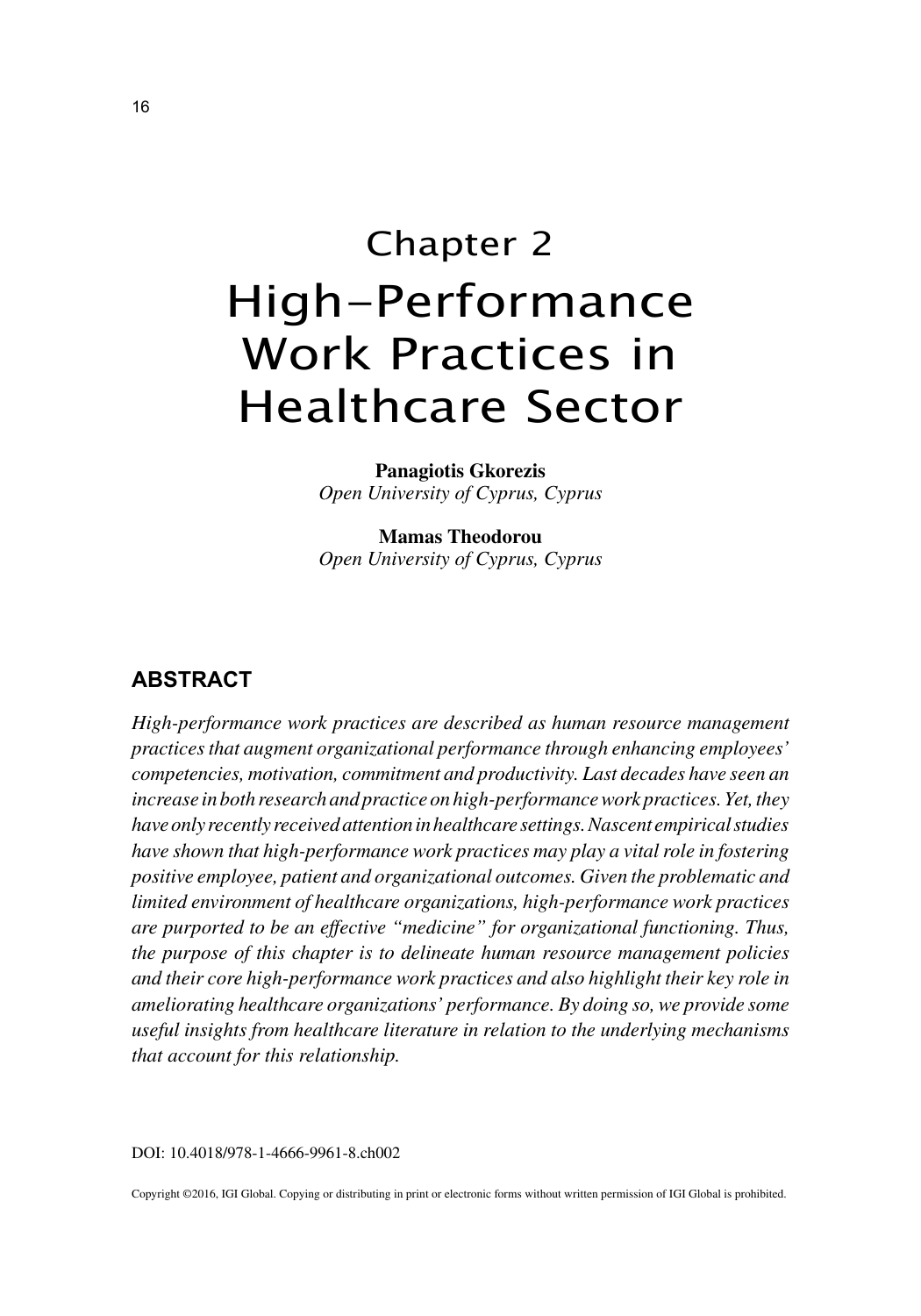# Chapter 2
# High-Performance Work Practices in Healthcare Sector

**Panagiotis Gkorezis**
*Open University of Cyprus, Cyprus*

**Mamas Theodorou**
*Open University of Cyprus, Cyprus*

## ABSTRACT

*High-performance work practices are described as human resource management practices that augment organizational performance through enhancing employees' competencies, motivation, commitment and productivity. Last decades have seen an increase in both research and practice on high-performance work practices. Yet, they have only recently received attention in healthcare settings. Nascent empirical studies have shown that high-performance work practices may play a vital role in fostering positive employee, patient and organizational outcomes. Given the problematic and limited environment of healthcare organizations, high-performance work practices are purported to be an effective "medicine" for organizational functioning. Thus, the purpose of this chapter is to delineate human resource management policies and their core high-performance work practices and also highlight their key role in ameliorating healthcare organizations' performance. By doing so, we provide some useful insights from healthcare literature in relation to the underlying mechanisms that account for this relationship.*

DOI: 10.4018/978-1-4666-9961-8.ch002

Copyright ©2016, IGI Global. Copying or distributing in print or electronic forms without written permission of IGI Global is prohibited.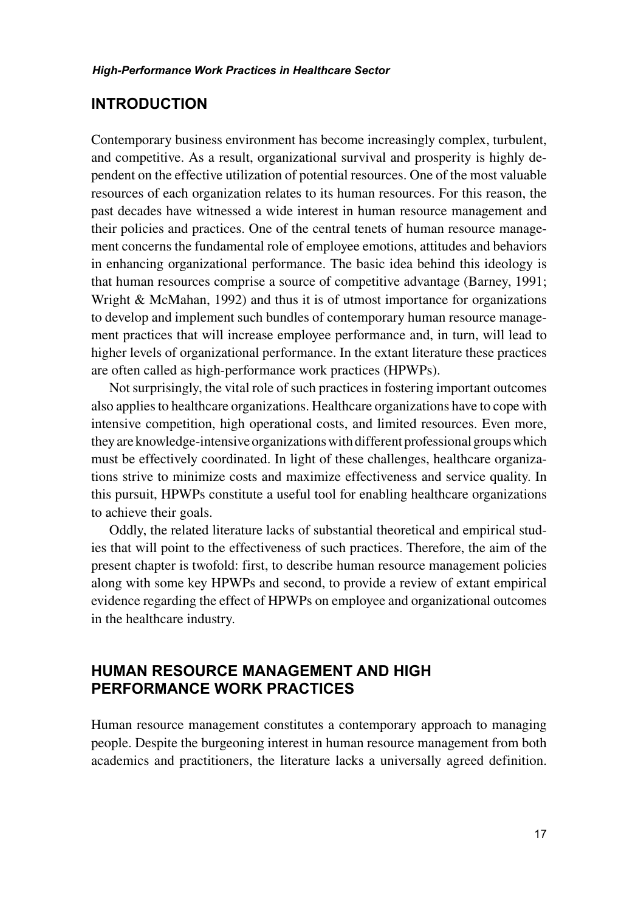## INTRODUCTION

Contemporary business environment has become increasingly complex, turbulent, and competitive. As a result, organizational survival and prosperity is highly dependent on the effective utilization of potential resources. One of the most valuable resources of each organization relates to its human resources. For this reason, the past decades have witnessed a wide interest in human resource management and their policies and practices. One of the central tenets of human resource management concerns the fundamental role of employee emotions, attitudes and behaviors in enhancing organizational performance. The basic idea behind this ideology is that human resources comprise a source of competitive advantage (Barney, 1991; Wright & McMahan, 1992) and thus it is of utmost importance for organizations to develop and implement such bundles of contemporary human resource management practices that will increase employee performance and, in turn, will lead to higher levels of organizational performance. In the extant literature these practices are often called as high-performance work practices (HPWPs).

Not surprisingly, the vital role of such practices in fostering important outcomes also applies to healthcare organizations. Healthcare organizations have to cope with intensive competition, high operational costs, and limited resources. Even more, they are knowledge-intensive organizations with different professional groups which must be effectively coordinated. In light of these challenges, healthcare organizations strive to minimize costs and maximize effectiveness and service quality. In this pursuit, HPWPs constitute a useful tool for enabling healthcare organizations to achieve their goals.

Oddly, the related literature lacks of substantial theoretical and empirical studies that will point to the effectiveness of such practices. Therefore, the aim of the present chapter is twofold: first, to describe human resource management policies along with some key HPWPs and second, to provide a review of extant empirical evidence regarding the effect of HPWPs on employee and organizational outcomes in the healthcare industry.

## HUMAN RESOURCE MANAGEMENT AND HIGH PERFORMANCE WORK PRACTICES

Human resource management constitutes a contemporary approach to managing people. Despite the burgeoning interest in human resource management from both academics and practitioners, the literature lacks a universally agreed definition.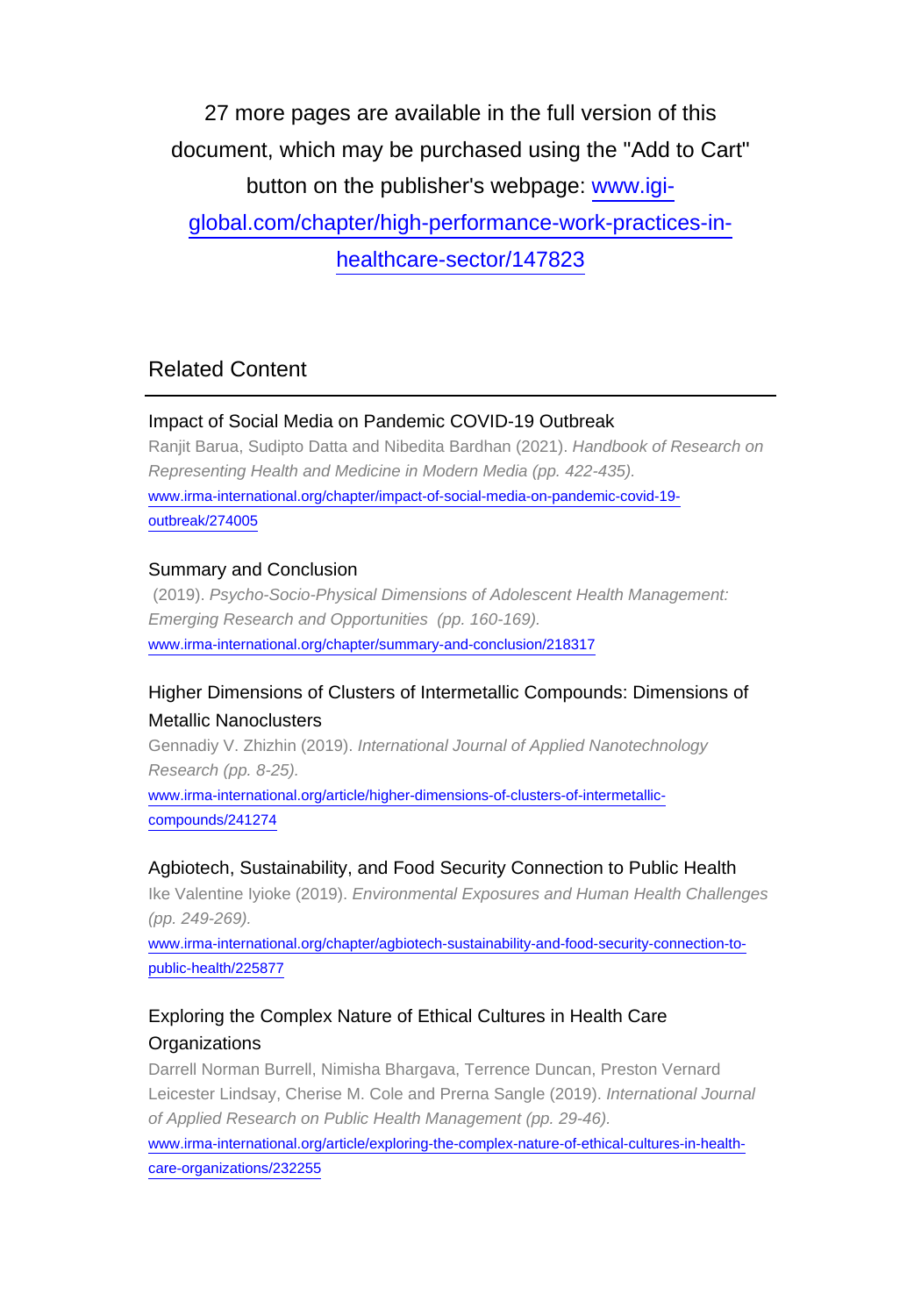27 more pages are available in the full version of this document, which may be purchased using the "Add to Cart" button on the publisher's webpage: [www.igi-global.com/chapter/high-performance-work-practices-in-healthcare-sector/147823](www.igi-global.com/chapter/high-performance-work-practices-in-healthcare-sector/147823)

## Related Content

### Impact of Social Media on Pandemic COVID-19 Outbreak

Ranjit Barua, Sudipto Datta and Nibedita Bardhan (2021). *Handbook of Research on Representing Health and Medicine in Modern Media (pp. 422-435).*

[www.irma-international.org/chapter/impact-of-social-media-on-pandemic-covid-19-outbreak/274005](www.irma-international.org/chapter/impact-of-social-media-on-pandemic-covid-19-outbreak/274005)

### Summary and Conclusion

(2019). *Psycho-Socio-Physical Dimensions of Adolescent Health Management: Emerging Research and Opportunities (pp. 160-169).*

[www.irma-international.org/chapter/summary-and-conclusion/218317](www.irma-international.org/chapter/summary-and-conclusion/218317)

### Higher Dimensions of Clusters of Intermetallic Compounds: Dimensions of Metallic Nanoclusters

Gennadiy V. Zhizhin (2019). *International Journal of Applied Nanotechnology Research (pp. 8-25).*

[www.irma-international.org/article/higher-dimensions-of-clusters-of-intermetallic-compounds/241274](www.irma-international.org/article/higher-dimensions-of-clusters-of-intermetallic-compounds/241274)

### Agbiotech, Sustainability, and Food Security Connection to Public Health

Ike Valentine Iyioke (2019). *Environmental Exposures and Human Health Challenges (pp. 249-269).*

[www.irma-international.org/chapter/agbiotech-sustainability-and-food-security-connection-to-public-health/225877](www.irma-international.org/chapter/agbiotech-sustainability-and-food-security-connection-to-public-health/225877)

### Exploring the Complex Nature of Ethical Cultures in Health Care Organizations

Darrell Norman Burrell, Nimisha Bhargava, Terrence Duncan, Preston Vernard Leicester Lindsay, Cherise M. Cole and Prerna Sangle (2019). *International Journal of Applied Research on Public Health Management (pp. 29-46).*

[www.irma-international.org/article/exploring-the-complex-nature-of-ethical-cultures-in-health-care-organizations/232255](www.irma-international.org/article/exploring-the-complex-nature-of-ethical-cultures-in-health-care-organizations/232255)